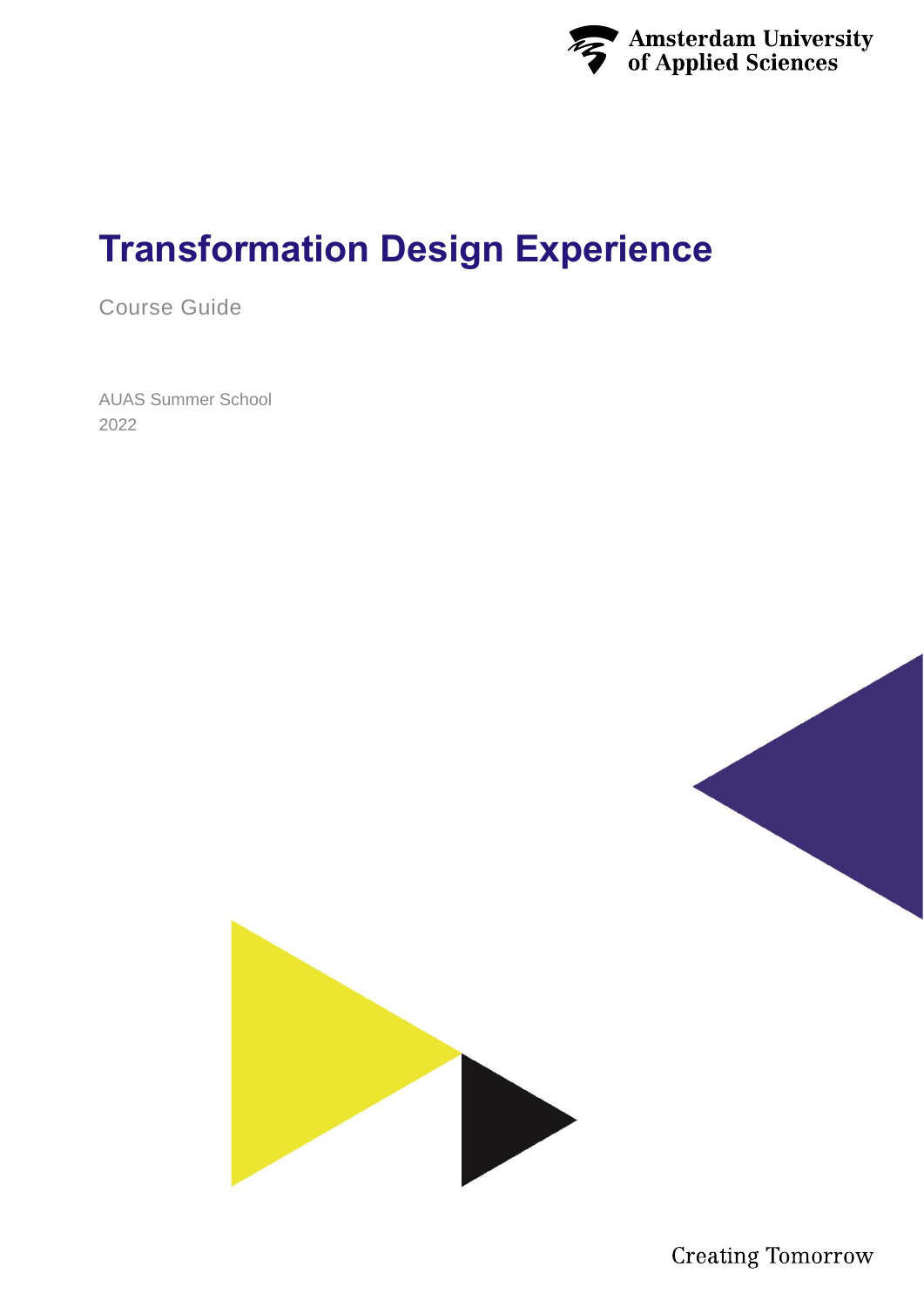Amsterdam University of Applied Sciences

# Transformation Design Experience

Course Guide

AUAS Summer School
2022

Creating Tomorrow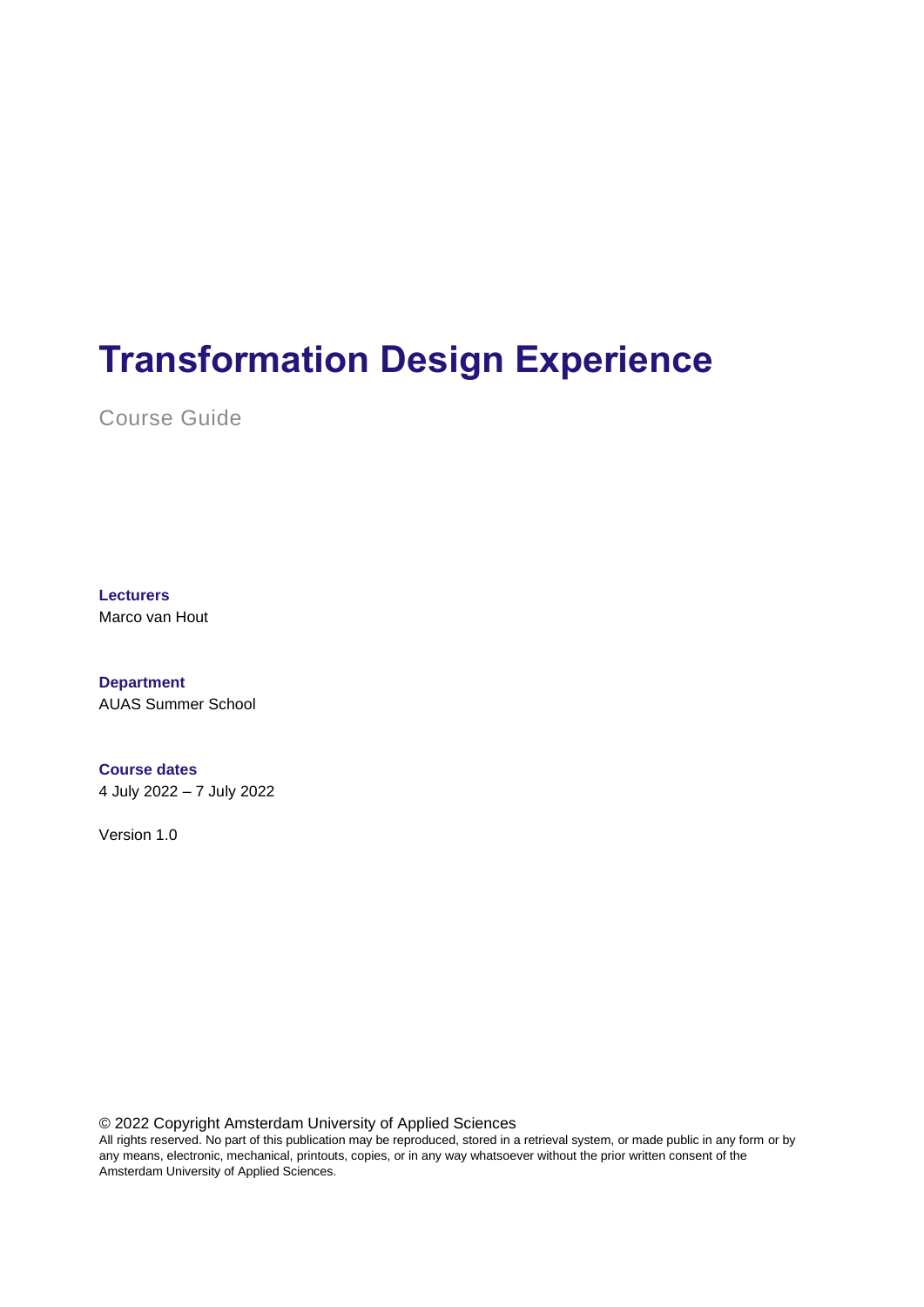# Transformation Design Experience

Course Guide

**Lecturers**
Marco van Hout

**Department**
AUAS Summer School

**Course dates**
4 July 2022 – 7 July 2022

Version 1.0

© 2022 Copyright Amsterdam University of Applied Sciences
All rights reserved. No part of this publication may be reproduced, stored in a retrieval system, or made public in any form or by any means, electronic, mechanical, printouts, copies, or in any way whatsoever without the prior written consent of the Amsterdam University of Applied Sciences.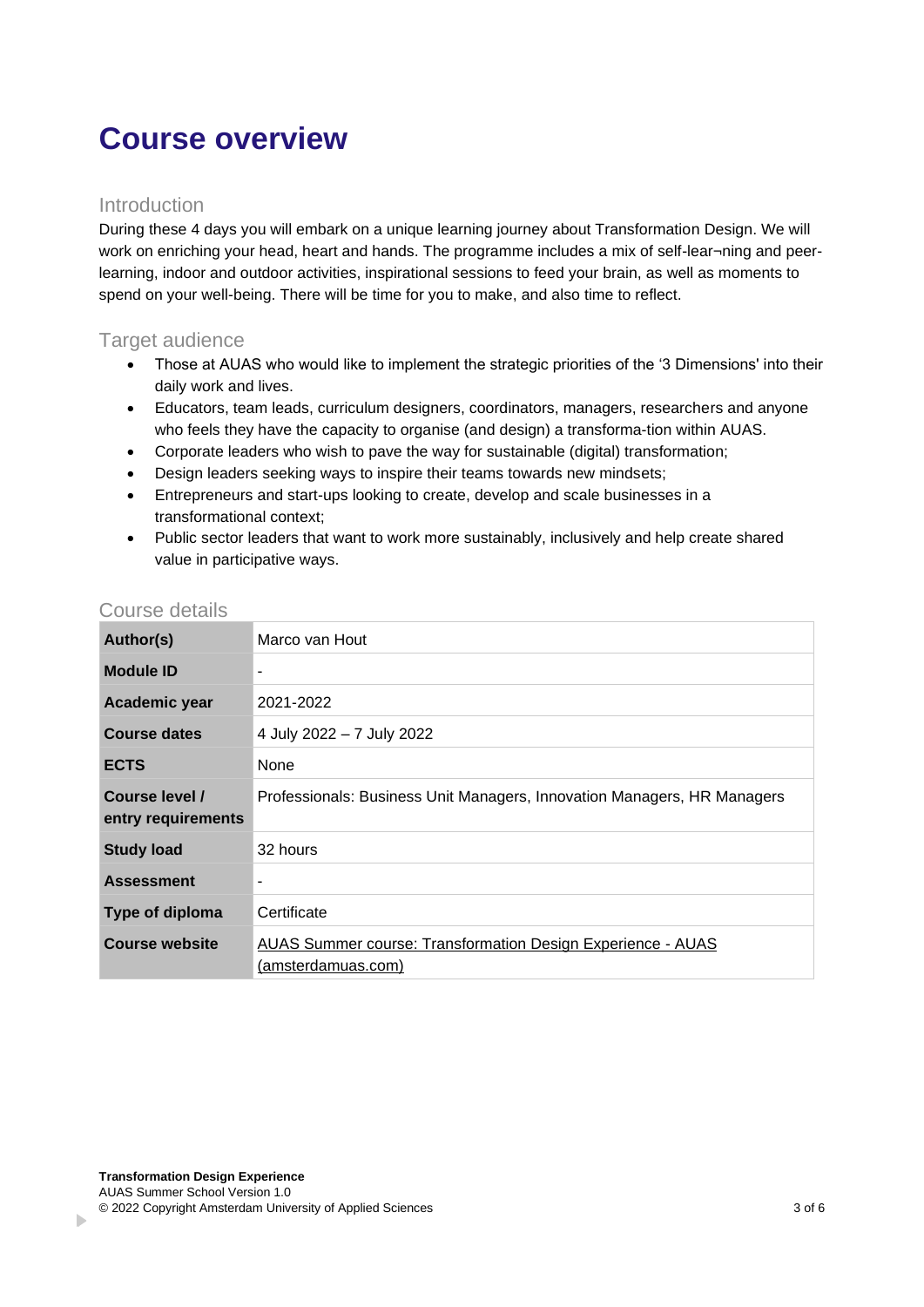# Course overview

## Introduction

During these 4 days you will embark on a unique learning journey about Transformation Design. We will work on enriching your head, heart and hands. The programme includes a mix of self-lear¬ning and peer-learning, indoor and outdoor activities, inspirational sessions to feed your brain, as well as moments to spend on your well-being. There will be time for you to make, and also time to reflect.

## Target audience

- Those at AUAS who would like to implement the strategic priorities of the '3 Dimensions' into their daily work and lives.
- Educators, team leads, curriculum designers, coordinators, managers, researchers and anyone who feels they have the capacity to organise (and design) a transforma-tion within AUAS.
- Corporate leaders who wish to pave the way for sustainable (digital) transformation;
- Design leaders seeking ways to inspire their teams towards new mindsets;
- Entrepreneurs and start-ups looking to create, develop and scale businesses in a transformational context;
- Public sector leaders that want to work more sustainably, inclusively and help create shared value in participative ways.

## Course details

| | |
|---|---|
| **Author(s)** | Marco van Hout |
| **Module ID** | - |
| **Academic year** | 2021-2022 |
| **Course dates** | 4 July 2022 – 7 July 2022 |
| **ECTS** | None |
| **Course level / entry requirements** | Professionals: Business Unit Managers, Innovation Managers, HR Managers |
| **Study load** | 32 hours |
| **Assessment** | - |
| **Type of diploma** | Certificate |
| **Course website** | AUAS Summer course: Transformation Design Experience - AUAS (amsterdamuas.com) |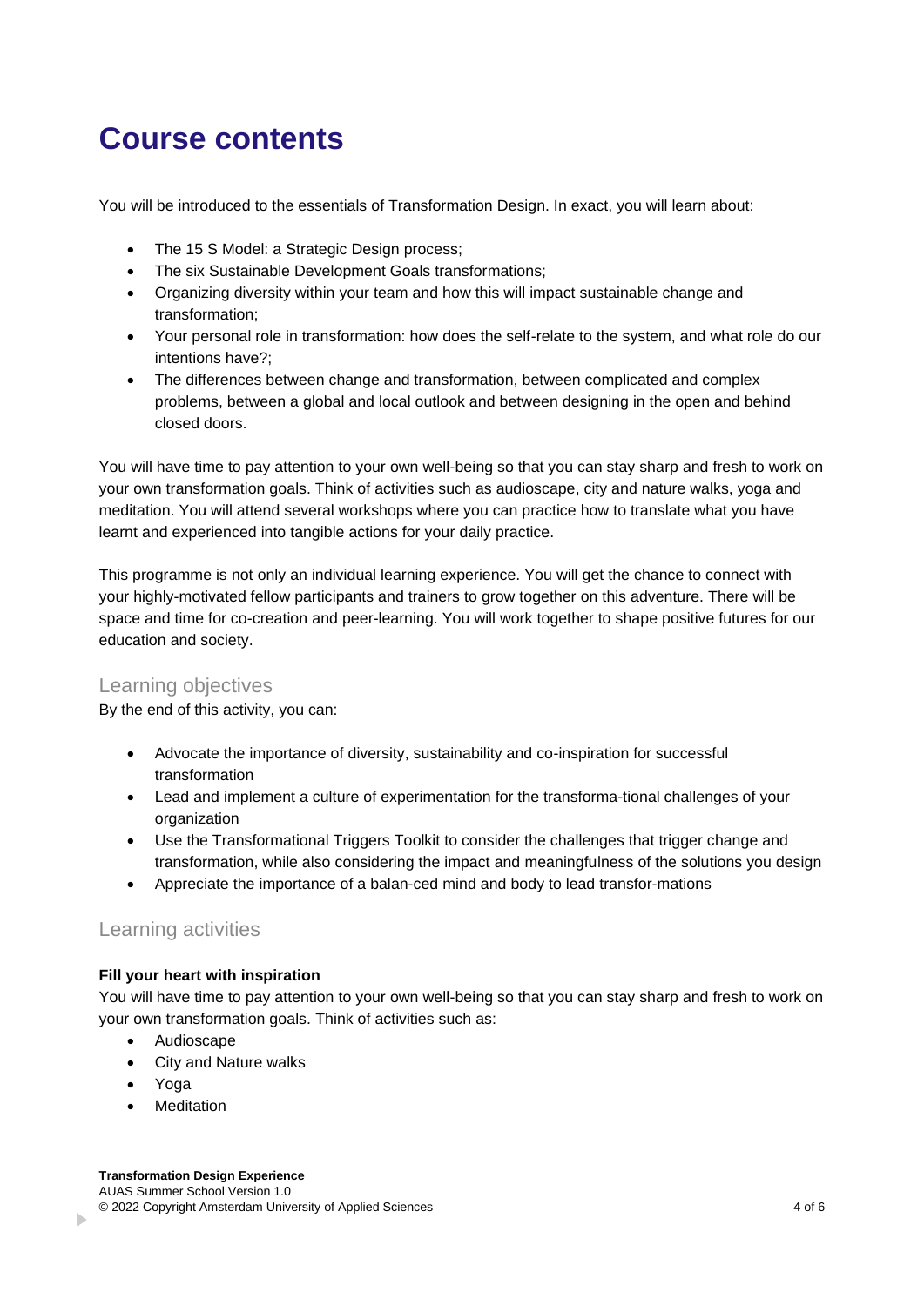# Course contents

You will be introduced to the essentials of Transformation Design. In exact, you will learn about:

- The 15 S Model: a Strategic Design process;
- The six Sustainable Development Goals transformations;
- Organizing diversity within your team and how this will impact sustainable change and transformation;
- Your personal role in transformation: how does the self-relate to the system, and what role do our intentions have?;
- The differences between change and transformation, between complicated and complex problems, between a global and local outlook and between designing in the open and behind closed doors.

You will have time to pay attention to your own well-being so that you can stay sharp and fresh to work on your own transformation goals. Think of activities such as audioscape, city and nature walks, yoga and meditation. You will attend several workshops where you can practice how to translate what you have learnt and experienced into tangible actions for your daily practice.

This programme is not only an individual learning experience. You will get the chance to connect with your highly-motivated fellow participants and trainers to grow together on this adventure. There will be space and time for co-creation and peer-learning. You will work together to shape positive futures for our education and society.

## Learning objectives

By the end of this activity, you can:

- Advocate the importance of diversity, sustainability and co-inspiration for successful transformation
- Lead and implement a culture of experimentation for the transforma-tional challenges of your organization
- Use the Transformational Triggers Toolkit to consider the challenges that trigger change and transformation, while also considering the impact and meaningfulness of the solutions you design
- Appreciate the importance of a balan-ced mind and body to lead transfor-mations

## Learning activities

**Fill your heart with inspiration**

You will have time to pay attention to your own well-being so that you can stay sharp and fresh to work on your own transformation goals. Think of activities such as:

- Audioscape
- City and Nature walks
- Yoga
- Meditation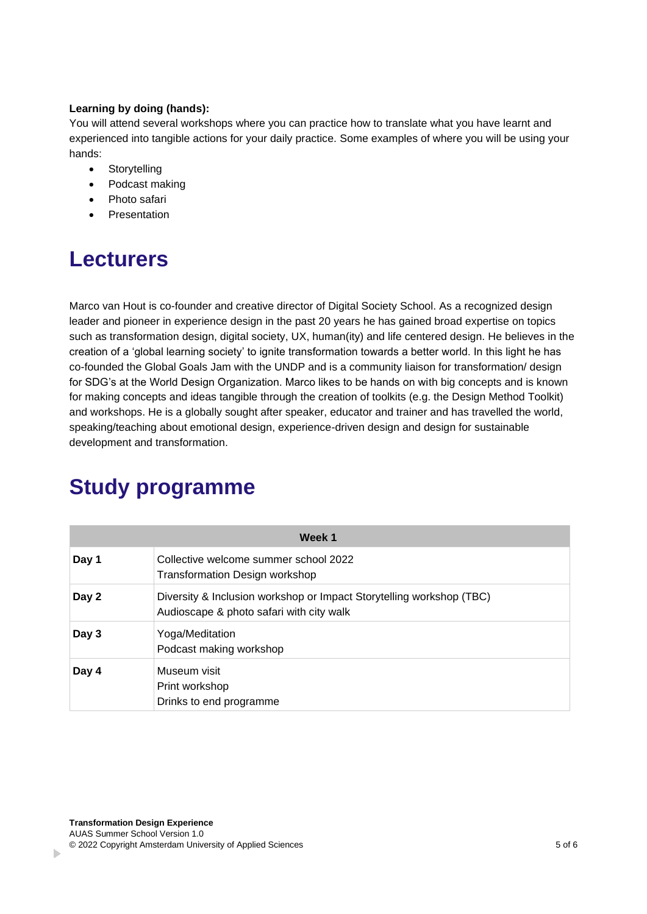**Learning by doing (hands):**
You will attend several workshops where you can practice how to translate what you have learnt and experienced into tangible actions for your daily practice. Some examples of where you will be using your hands:

- Storytelling
- Podcast making
- Photo safari
- Presentation

## Lecturers

Marco van Hout is co-founder and creative director of Digital Society School. As a recognized design leader and pioneer in experience design in the past 20 years he has gained broad expertise on topics such as transformation design, digital society, UX, human(ity) and life centered design. He believes in the creation of a 'global learning society' to ignite transformation towards a better world. In this light he has co-founded the Global Goals Jam with the UNDP and is a community liaison for transformation/ design for SDG's at the World Design Organization. Marco likes to be hands on with big concepts and is known for making concepts and ideas tangible through the creation of toolkits (e.g. the Design Method Toolkit) and workshops. He is a globally sought after speaker, educator and trainer and has travelled the world, speaking/teaching about emotional design, experience-driven design and design for sustainable development and transformation.

## Study programme

| Week 1 | |
|---|---|
| **Day 1** | Collective welcome summer school 2022<br>Transformation Design workshop |
| **Day 2** | Diversity & Inclusion workshop or Impact Storytelling workshop (TBC)<br>Audioscape & photo safari with city walk |
| **Day 3** | Yoga/Meditation<br>Podcast making workshop |
| **Day 4** | Museum visit<br>Print workshop<br>Drinks to end programme |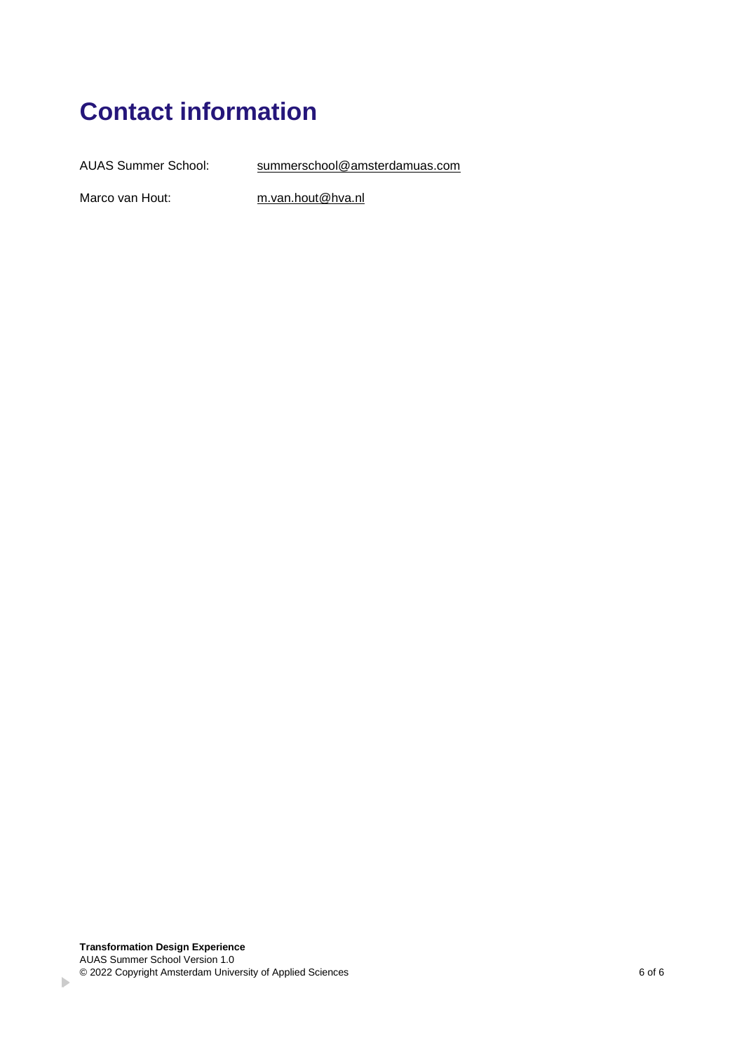# Contact information

| | |
|---|---|
| AUAS Summer School: | summerschool@amsterdamuas.com |
| Marco van Hout: | m.van.hout@hva.nl |